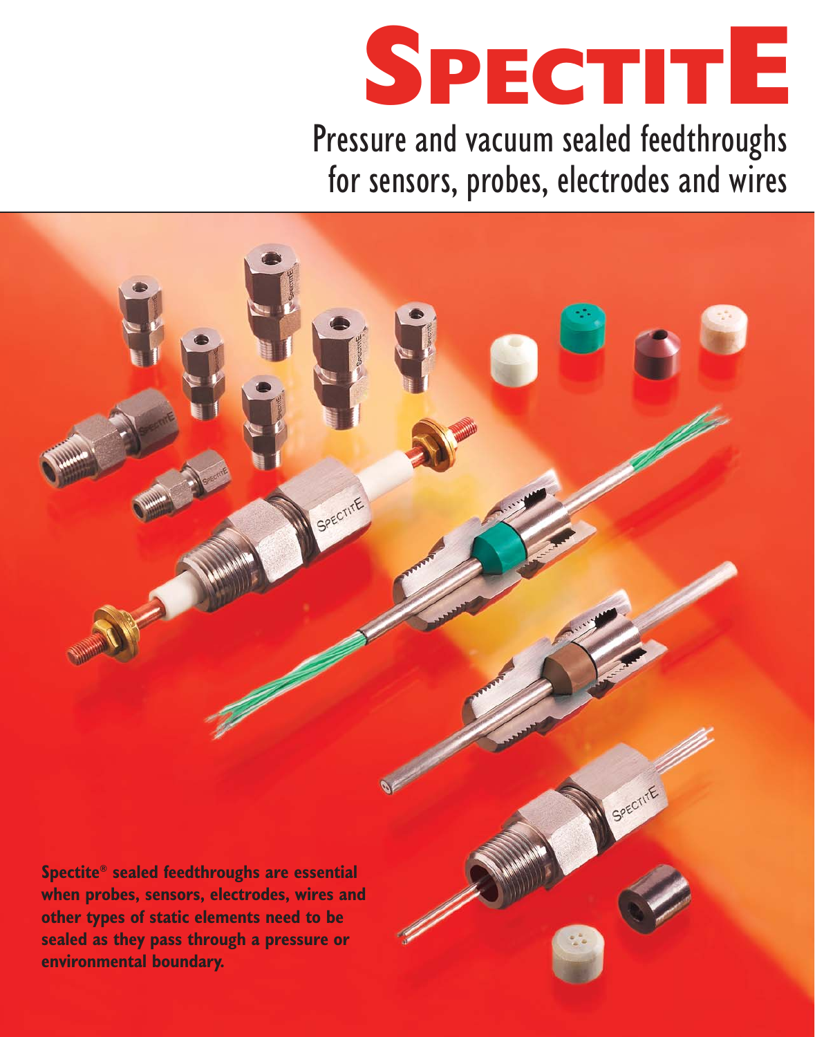# SPECTITE

## Pressure and vacuum sealed feedthroughs for sensors, probes, electrodes and wires

**Spectite® sealed feedthroughs are essential when probes, sensors, electrodes, wires and other types of static elements need to be sealed as they pass through a pressure or environmental boundary.**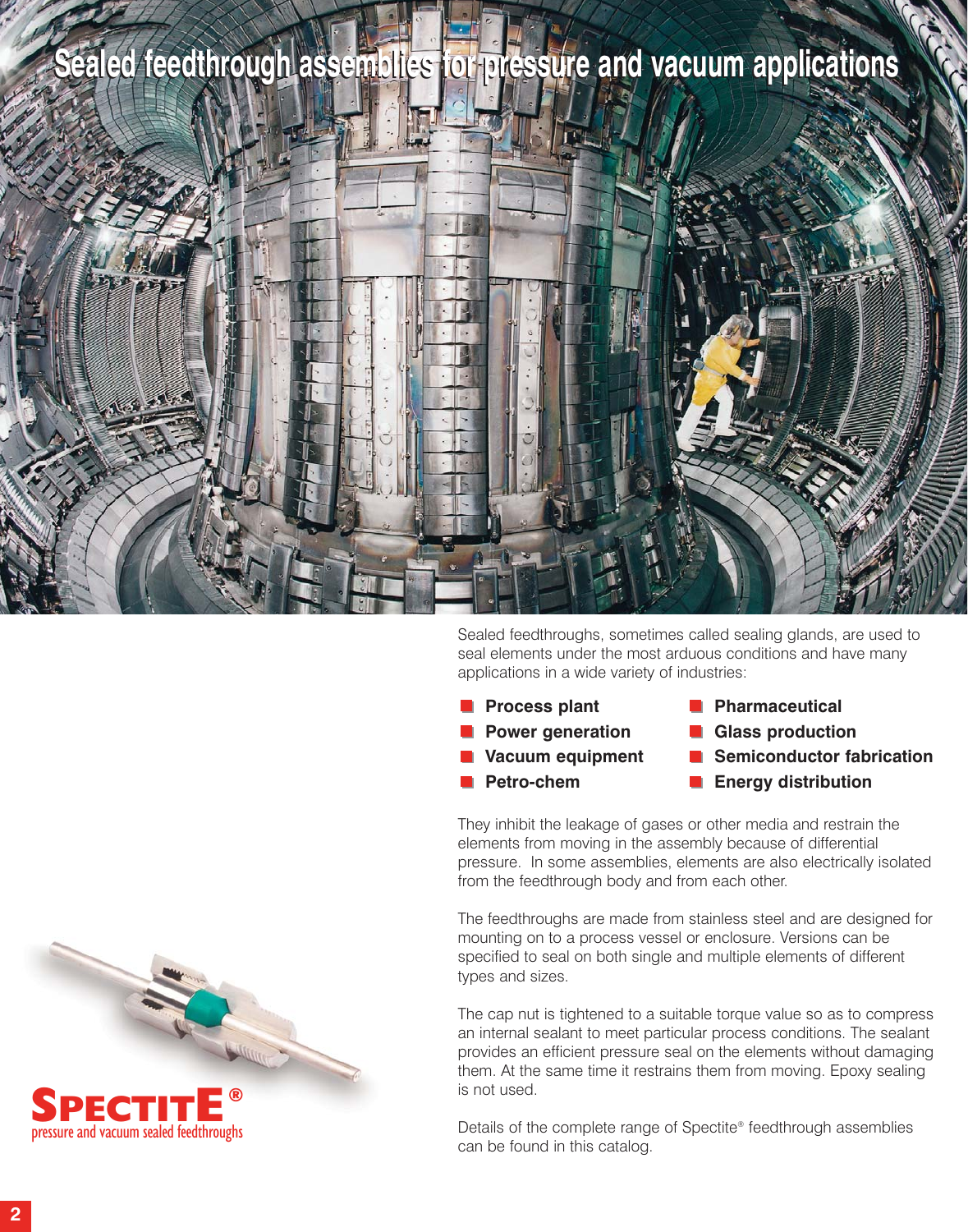# Sealed feedthrough assemblies for pressure and vacuum applications

Sealed feedthroughs, sometimes called sealing glands, are used to seal elements under the most arduous conditions and have many applications in a wide variety of industries:

- **Process plant**
- **Power generation**
- **Vacuum equipment**
- **Petro-chem**
- **Pharmaceutical**
- **Glass production**
- **Semiconductor fabrication**
- **Energy distribution**

They inhibit the leakage of gases or other media and restrain the elements from moving in the assembly because of differential pressure. In some assemblies, elements are also electrically isolated from the feedthrough body and from each other.

The feedthroughs are made from stainless steel and are designed for mounting on to a process vessel or enclosure. Versions can be specified to seal on both single and multiple elements of different types and sizes.

The cap nut is tightened to a suitable torque value so as to compress an internal sealant to meet particular process conditions. The sealant provides an efficient pressure seal on the elements without damaging them. At the same time it restrains them from moving. Epoxy sealing is not used.

Details of the complete range of Spectite® feedthrough assemblies can be found in this catalog.

**SPECTITE®**
pressure and vacuum sealed feedthroughs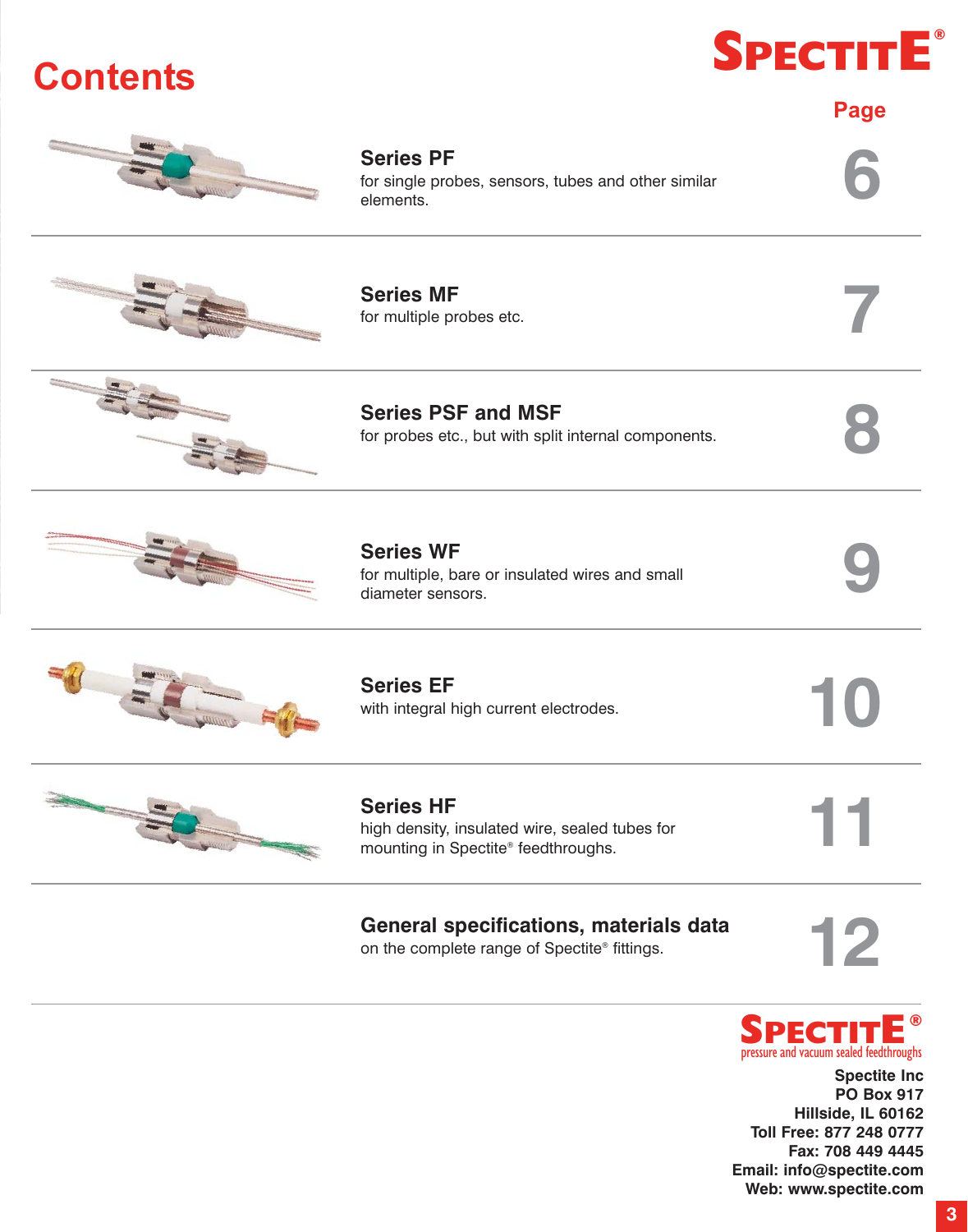# Contents

SPECTITE®

| | Page |
|---|---|
| **Series PF**<br>for single probes, sensors, tubes and other similar elements. | 6 |
| **Series MF**<br>for multiple probes etc. | 7 |
| **Series PSF and MSF**<br>for probes etc., but with split internal components. | 8 |
| **Series WF**<br>for multiple, bare or insulated wires and small diameter sensors. | 9 |
| **Series EF**<br>with integral high current electrodes. | 10 |
| **Series HF**<br>high density, insulated wire, sealed tubes for mounting in Spectite® feedthroughs. | 11 |
| **General specifications, materials data**<br>on the complete range of Spectite® fittings. | 12 |

SPECTITE®
pressure and vacuum sealed feedthroughs

**Spectite Inc**
**PO Box 917**
**Hillside, IL 60162**
**Toll Free: 877 248 0777**
**Fax: 708 449 4445**
**Email: info@spectite.com**
**Web: www.spectite.com**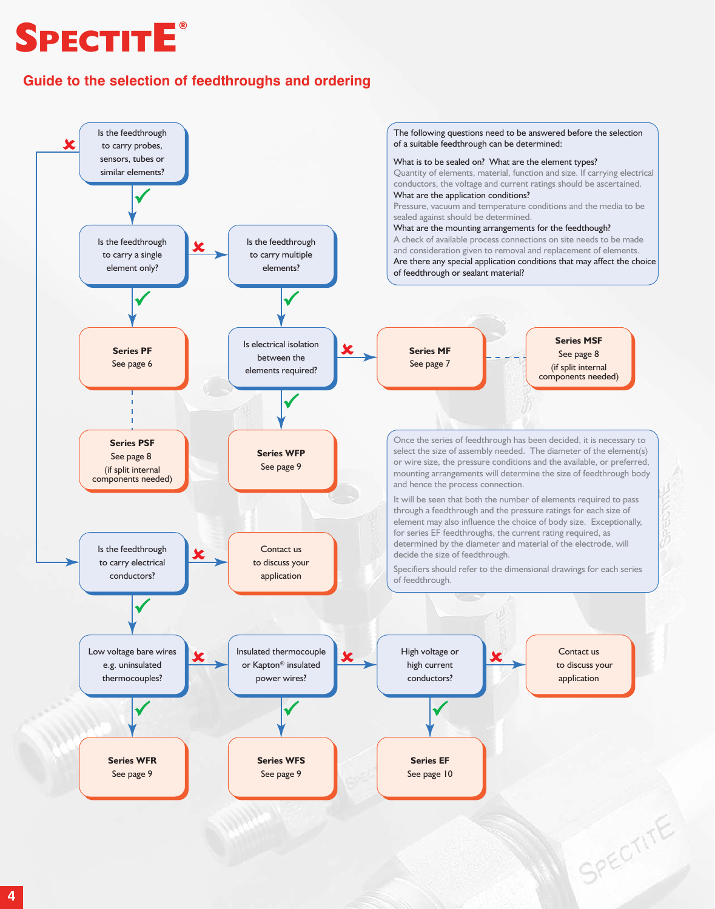# SPECTITE®

## Guide to the selection of feedthroughs and ordering

The following questions need to be answered before the selection of a suitable feedthrough can be determined:

**What is to be sealed on? What are the element types?**
Quantity of elements, material, function and size. If carrying electrical conductors, the voltage and current ratings should be ascertained.

**What are the application conditions?**
Pressure, vacuum and temperature conditions and the media to be sealed against should be determined.

**What are the mounting arrangements for the feedthough?**
A check of available process connections on site needs to be made and consideration given to removal and replacement of elements.

**Are there any special application conditions that may affect the choice of feedthrough or sealant material?**

Is the feedthrough to carry probes, sensors, tubes or similar elements?
- ✓ Yes → Is the feedthrough to carry a single element only?
  - ✓ Yes → **Series PF** See page 6 (or **Series PSF** See page 8 (if split internal components needed))
  - ✗ No → Is the feedthrough to carry multiple elements?
    - ✓ Yes → Is electrical isolation between the elements required?
      - ✓ Yes → **Series WFP** See page 9
      - ✗ No → **Series MF** See page 7 (or **Series MSF** See page 8 (if split internal components needed))
- ✗ No → Is the feedthrough to carry electrical conductors?
  - ✗ No → Contact us to discuss your application
  - ✓ Yes → Low voltage bare wires e.g. uninsulated thermocouples?
    - ✓ Yes → **Series WFR** See page 9
    - ✗ No → Insulated thermocouple or Kapton® insulated power wires?
      - ✓ Yes → **Series WFS** See page 9
      - ✗ No → High voltage or high current conductors?
        - ✓ Yes → **Series EF** See page 10
        - ✗ No → Contact us to discuss your application

Once the series of feedthrough has been decided, it is necessary to select the size of assembly needed. The diameter of the element(s) or wire size, the pressure conditions and the available, or preferred, mounting arrangements will determine the size of feedthrough body and hence the process connection.

It will be seen that both the number of elements required to pass through a feedthrough and the pressure ratings for each size of element may also influence the choice of body size. Exceptionally, for series EF feedthroughs, the current rating required, as determined by the diameter and material of the electrode, will decide the size of feedthrough.

Specifiers should refer to the dimensional drawings for each series of feedthrough.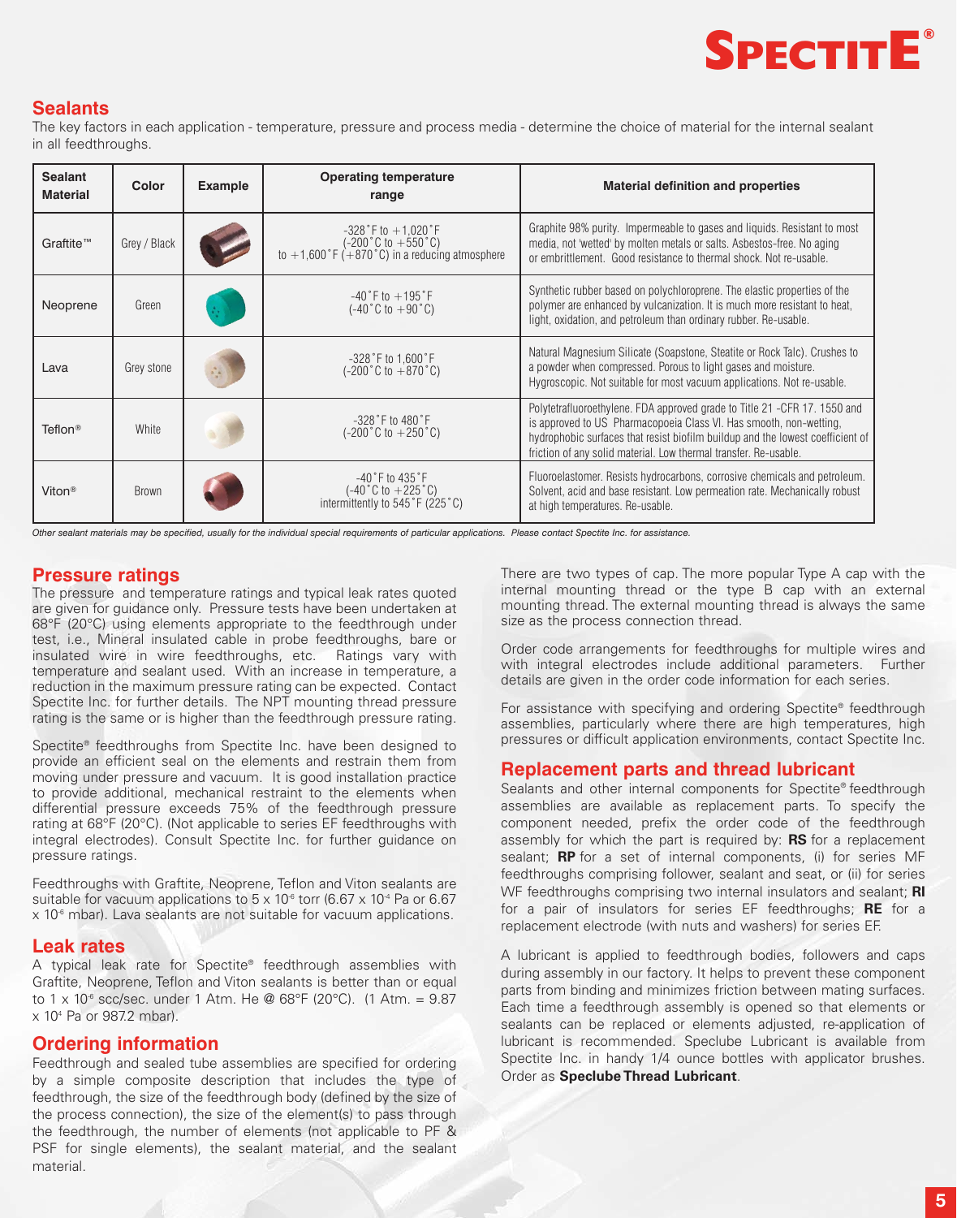## Sealants

The key factors in each application - temperature, pressure and process media - determine the choice of material for the internal sealant in all feedthroughs.

| Sealant Material | Color | Example | Operating temperature range | Material definition and properties |
|---|---|---|---|---|
| Graftite™ | Grey / Black | | -328˚F to +1,020˚F (-200˚C to +550˚C) to +1,600˚F (+870˚C) in a reducing atmosphere | Graphite 98% purity. Impermeable to gases and liquids. Resistant to most media, not 'wetted' by molten metals or salts. Asbestos-free. No aging or embrittlement. Good resistance to thermal shock. Not re-usable. |
| Neoprene | Green | | -40˚F to +195˚F (-40˚C to +90˚C) | Synthetic rubber based on polychloroprene. The elastic properties of the polymer are enhanced by vulcanization. It is much more resistant to heat, light, oxidation, and petroleum than ordinary rubber. Re-usable. |
| Lava | Grey stone | | -328˚F to 1,600˚F (-200˚C to +870˚C) | Natural Magnesium Silicate (Soapstone, Steatite or Rock Talc). Crushes to a powder when compressed. Porous to light gases and moisture. Hygroscopic. Not suitable for most vacuum applications. Not re-usable. |
| Teflon® | White | | -328˚F to 480˚F (-200˚C to +250˚C) | Polytetrafluoroethylene. FDA approved grade to Title 21 -CFR 17. 1550 and is approved to US Pharmacopoeia Class VI. Has smooth, non-wetting, hydrophobic surfaces that resist biofilm buildup and the lowest coefficient of friction of any solid material. Low thermal transfer. Re-usable. |
| Viton® | Brown | | -40˚F to 435˚F (-40˚C to +225˚C) intermittently to 545˚F (225˚C) | Fluoroelastomer. Resists hydrocarbons, corrosive chemicals and petroleum. Solvent, acid and base resistant. Low permeation rate. Mechanically robust at high temperatures. Re-usable. |

*Other sealant materials may be specified, usually for the individual special requirements of particular applications. Please contact Spectite Inc. for assistance.*

## Pressure ratings

The pressure and temperature ratings and typical leak rates quoted are given for guidance only. Pressure tests have been undertaken at 68°F (20°C) using elements appropriate to the feedthrough under test, i.e., Mineral insulated cable in probe feedthroughs, bare or insulated wire in wire feedthroughs, etc. Ratings vary with temperature and sealant used. With an increase in temperature, a reduction in the maximum pressure rating can be expected. Contact Spectite Inc. for further details. The NPT mounting thread pressure rating is the same or is higher than the feedthrough pressure rating.

Spectite® feedthroughs from Spectite Inc. have been designed to provide an efficient seal on the elements and restrain them from moving under pressure and vacuum. It is good installation practice to provide additional, mechanical restraint to the elements when differential pressure exceeds 75% of the feedthrough pressure rating at 68°F (20°C). (Not applicable to series EF feedthroughs with integral electrodes). Consult Spectite Inc. for further guidance on pressure ratings.

Feedthroughs with Graftite, Neoprene, Teflon and Viton sealants are suitable for vacuum applications to $5 \times 10^{-6}$ torr ($6.67 \times 10^{-4}$ Pa or $6.67 \times 10^{-6}$ mbar). Lava sealants are not suitable for vacuum applications.

## Leak rates

A typical leak rate for Spectite® feedthrough assemblies with Graftite, Neoprene, Teflon and Viton sealants is better than or equal to $1 \times 10^{-6}$ scc/sec. under 1 Atm. He @ 68°F (20°C). (1 Atm. = $9.87 \times 10^{4}$ Pa or 987.2 mbar).

## Ordering information

Feedthrough and sealed tube assemblies are specified for ordering by a simple composite description that includes the type of feedthrough, the size of the feedthrough body (defined by the size of the process connection), the size of the element(s) to pass through the feedthrough, the number of elements (not applicable to PF & PSF for single elements), the sealant material, and the sealant material.

There are two types of cap. The more popular Type A cap with the internal mounting thread or the type B cap with an external mounting thread. The external mounting thread is always the same size as the process connection thread.

Order code arrangements for feedthroughs for multiple wires and with integral electrodes include additional parameters. Further details are given in the order code information for each series.

For assistance with specifying and ordering Spectite® feedthrough assemblies, particularly where there are high temperatures, high pressures or difficult application environments, contact Spectite Inc.

## Replacement parts and thread lubricant

Sealants and other internal components for Spectite® feedthrough assemblies are available as replacement parts. To specify the component needed, prefix the order code of the feedthrough assembly for which the part is required by: **RS** for a replacement sealant; **RP** for a set of internal components, (i) for series MF feedthroughs comprising follower, sealant and seat, or (ii) for series WF feedthroughs comprising two internal insulators and sealant; **RI** for a pair of insulators for series EF feedthroughs; **RE** for a replacement electrode (with nuts and washers) for series EF.

A lubricant is applied to feedthrough bodies, followers and caps during assembly in our factory. It helps to prevent these component parts from binding and minimizes friction between mating surfaces. Each time a feedthrough assembly is opened so that elements or sealants can be replaced or elements adjusted, re-application of lubricant is recommended. Speclube Lubricant is available from Spectite Inc. in handy 1/4 ounce bottles with applicator brushes. Order as **Speclube Thread Lubricant**.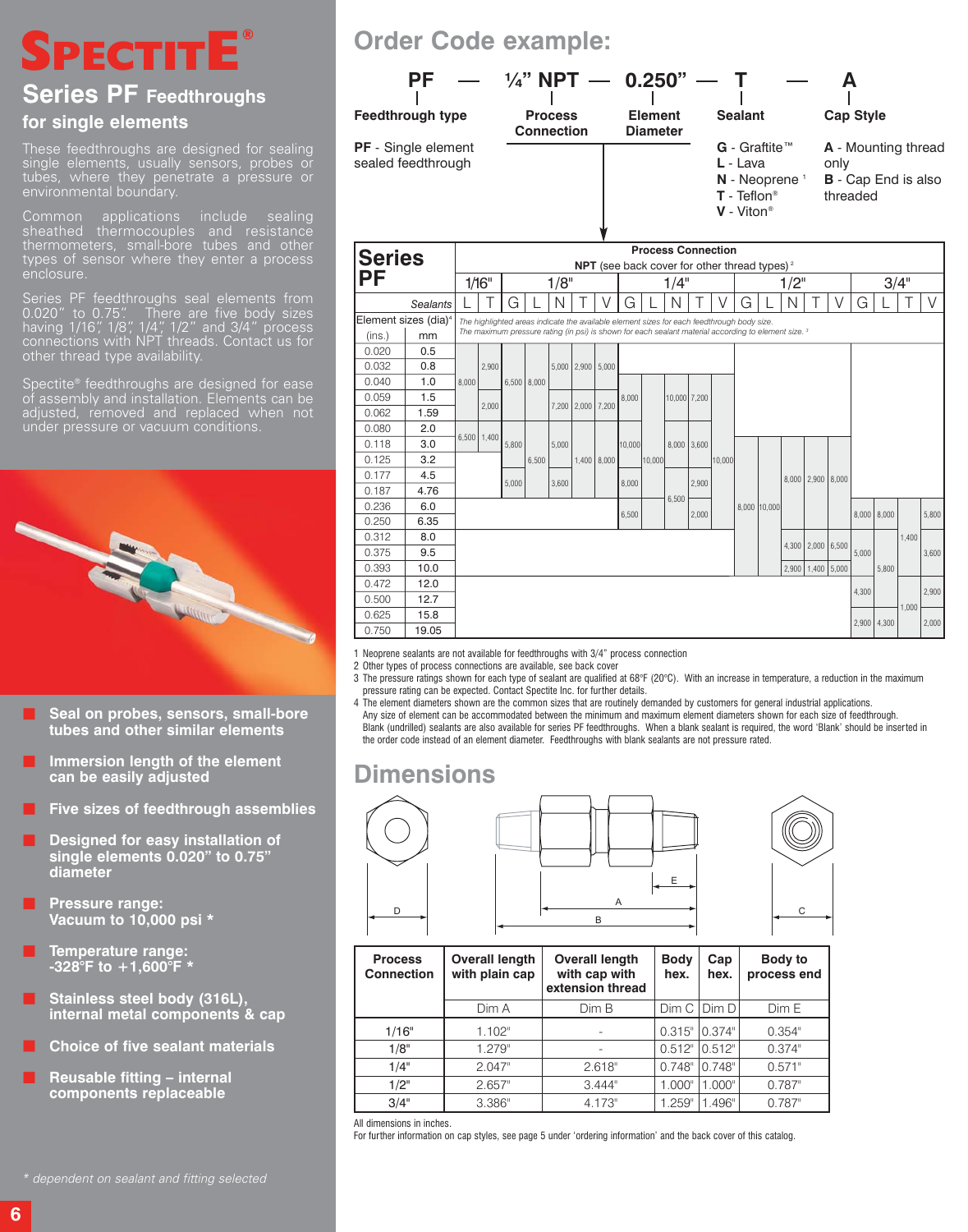# SPECTITE®

## Series PF Feedthroughs for single elements

These feedthroughs are designed for sealing single elements, usually sensors, probes or tubes, where they penetrate a pressure or environmental boundary.

Common applications include sealing sheathed thermocouples and resistance thermometers, small-bore tubes and other types of sensor where they enter a process enclosure.

Series PF feedthroughs seal elements from 0.020" to 0.75". There are five body sizes having 1/16", 1/8", 1/4", 1/2" and 3/4" process connections with NPT threads. Contact us for other thread type availability.

Spectite® feedthroughs are designed for ease of assembly and installation. Elements can be adjusted, removed and replaced when not under pressure or vacuum conditions.

- **Seal on probes, sensors, small-bore tubes and other similar elements**
- **Immersion length of the element can be easily adjusted**
- **Five sizes of feedthrough assemblies**
- **Designed for easy installation of single elements 0.020" to 0.75" diameter**
- **Pressure range: Vacuum to 10,000 psi ***
- **Temperature range: -328°F to +1,600°F ***
- **Stainless steel body (316L), internal metal components & cap**
- **Choice of five sealant materials**
- **Reusable fitting – internal components replaceable**

*\* dependent on sealant and fitting selected*

## Order Code example:

**PF — ¼" NPT — 0.250" — T — A**

| Feedthrough type | Process Connection | Element Diameter | Sealant | Cap Style |
|---|---|---|---|---|
| **PF** - Single element sealed feedthrough | | | **G** - Graftite™<br>**L** - Lava<br>**N** - Neoprene [1]<br>**T** - Teflon®<br>**V** - Viton® | **A** - Mounting thread only<br>**B** - Cap End is also threaded |

*The highlighted areas indicate the available element sizes for each feedthrough body size.*
*The maximum pressure rating (in psi) is shown for each sealant material according to element size.* [3]

| Series PF | | Process Connection NPT (see back cover for other thread types) [2] | | | | | | | | | | | | | | | | | | | | |
|---|---|---|---|---|---|---|---|---|---|---|---|---|---|---|---|---|---|---|---|---|---|---|
| | | 1/16" | | 1/8" | | | | | 1/4" | | | | | 1/2" | | | | | 3/4" | | | |
| Element sizes (dia)[4] | Sealants | L | T | G | L | N | T | V | G | L | N | T | V | G | L | N | T | V | G | L | T | V |
| (ins.) | mm | | | | | | | | | | | | | | | | | | | | | |
| 0.020 | 0.5 | | | | | | | | | | | | | | | | | | | | | |
| 0.032 | 0.8 | | 2,900 | | | 5,000 | 2,900 | 5,000 | | | | | | | | | | | | | | |
| 0.040 | 1.0 | 8,000 | | 6,500 | 8,000 | | | | | | | | | | | | | | | | | |
| 0.059 | 1.5 | | 2,000 | | | 7,200 | 2,000 | 7,200 | 8,000 | | 10,000 | 7,200 | | | | | | | | | | |
| 0.062 | 1.59 | | | | | | | | | | | | | | | | | | | | | |
| 0.080 | 2.0 | 6,500 | 1,400 | | | | | | | | | | | | | | | | | | | |
| 0.118 | 3.0 | | | 5,800 | | 5,000 | | | 10,000 | | 8,000 | 3,600 | | | | | | | | | | |
| 0.125 | 3.2 | | | | 6,500 | | 1,400 | 8,000 | | 10,000 | | | 10,000 | | | | | | | | | |
| 0.177 | 4.5 | | | 5,000 | | 3,600 | | | 8,000 | | | 2,900 | | | | 8,000 | 2,900 | 8,000 | | | | |
| 0.187 | 4.76 | | | | | | | | | | 6,500 | | | | | | | | | | | |
| 0.236 | 6.0 | | | | | | | | 6,500 | | | 2,000 | | 8,000 | 10,000 | | | | 8,000 | 8,000 | | 5,800 |
| 0.250 | 6.35 | | | | | | | | | | | | | | | | | | | | | |
| 0.312 | 8.0 | | | | | | | | | | | | | | | 4,300 | 2,000 | 6,500 | | | 1,400 | |
| 0.375 | 9.5 | | | | | | | | | | | | | | | | | | 5,000 | | | 3,600 |
| 0.393 | 10.0 | | | | | | | | | | | | | | | 2,900 | 1,400 | 5,000 | | 5,800 | | |
| 0.472 | 12.0 | | | | | | | | | | | | | | | | | | 4,300 | | | 2,900 |
| 0.500 | 12.7 | | | | | | | | | | | | | | | | | | | | 1,000 | |
| 0.625 | 15.8 | | | | | | | | | | | | | | | | | | 2,900 | 4,300 | | 2,000 |
| 0.750 | 19.05 | | | | | | | | | | | | | | | | | | | | | |

1 Neoprene sealants are not available for feedthroughs with 3/4" process connection
2 Other types of process connections are available, see back cover
3 The pressure ratings shown for each type of sealant are qualified at 68°F (20°C). With an increase in temperature, a reduction in the maximum pressure rating can be expected. Contact Spectite Inc. for further details.
4 The element diameters shown are the common sizes that are routinely demanded by customers for general industrial applications. Any size of element can be accommodated between the minimum and maximum element diameters shown for each size of feedthrough. Blank (undrilled) sealants are also available for series PF feedthroughs. When a blank sealant is required, the word 'Blank' should be inserted in the order code instead of an element diameter. Feedthroughs with blank sealants are not pressure rated.

## Dimensions

| Process Connection | Overall length with plain cap | Overall length with cap with extension thread | Body hex. | Cap hex. | Body to process end |
|---|---|---|---|---|---|
| | Dim A | Dim B | Dim C | Dim D | Dim E |
| 1/16" | 1.102" | - | 0.315" | 0.374" | 0.354" |
| 1/8" | 1.279" | - | 0.512" | 0.512" | 0.374" |
| 1/4" | 2.047" | 2.618" | 0.748" | 0.748" | 0.571" |
| 1/2" | 2.657" | 3.444" | 1.000" | 1.000" | 0.787" |
| 3/4" | 3.386" | 4.173" | 1.259" | 1.496" | 0.787" |

All dimensions in inches.
For further information on cap styles, see page 5 under 'ordering information' and the back cover of this catalog.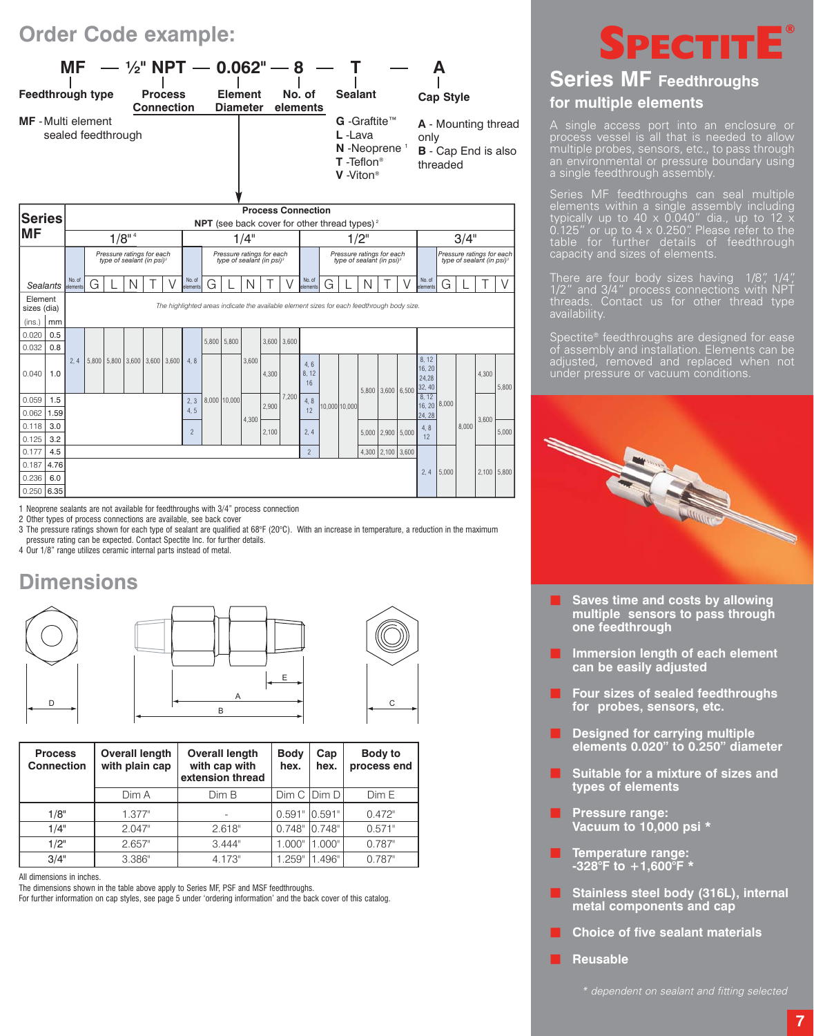## Order Code example:

**MF — ½" NPT — 0.062" — 8 — T — A**

| Feedthrough type | Process Connection | Element Diameter | No. of elements | Sealant | Cap Style |
|---|---|---|---|---|---|
| **MF** - Multi element sealed feedthrough | | | | **G** -Graftite™<br>**L** -Lava<br>**N** -Neoprene [1]<br>**T** -Teflon®<br>**V** -Viton® | **A** - Mounting thread only<br>**B** - Cap End is also threaded |

**Series MF** — Process Connection: **NPT** (see back cover for other thread types) [2]

Pressure ratings for each type of sealant (in psi) [3]. *The highlighted areas indicate the available element sizes for each feedthrough body size.*

| Element sizes (dia) (ins.) | mm | 1/8" [4] No. of elements | G | L | N | T | V | 1/4" No. of elements | G | L | N | T | V | 1/2" No. of elements | G | L | N | T | V | 3/4" No. of elements | G | L | T | V |
|---|---|---|---|---|---|---|---|---|---|---|---|---|---|---|---|---|---|---|---|---|---|---|---|---|
| 0.020 | 0.5 | | | | | | | 4, 8 | 5,800 | 5,800 | | 3,600 | 3,600 | | | | | | | | | | | |
| 0.032 | 0.8 | | | | | | | 4, 8 | 5,800 | 5,800 | | 3,600 | 3,600 | | | | | | | | | | | |
| 0.040 | 1.0 | 2, 4 | 5,800 | 5,800 | 3,600 | 3,600 | 3,600 | 4, 8 | 8,000 | 10,000 | 3,600 | 4,300 | 7,200 | 4, 6, 8, 12, 16 | 10,000 | 10,000 | 5,800 | 3,600 | 6,500 | 8, 12, 16, 20, 24, 28, 32, 40 | 8,000 | 8,000 | 4,300 | 5,800 |
| 0.059 | 1.5 | | | | | | | 2, 3, 4, 5 | 8,000 | 10,000 | 4,300 | 2,900 | 7,200 | 4, 8, 12 | 10,000 | 10,000 | 5,800 | 3,600 | 6,500 | 8, 12, 16, 20, 24, 28 | 8,000 | 8,000 | 3,600 | 5,800 |
| 0.062 | 1.59 | | | | | | | 2, 3, 4, 5 | 8,000 | 10,000 | 4,300 | 2,900 | 7,200 | 4, 8, 12 | 10,000 | 10,000 | 5,800 | 3,600 | 6,500 | 8, 12, 16, 20, 24, 28 | 8,000 | 8,000 | 3,600 | 5,800 |
| 0.118 | 3.0 | | | | | | | 2 | 8,000 | 10,000 | 4,300 | 2,100 | 7,200 | 2, 4 | 10,000 | 10,000 | 5,000 | 2,900 | 5,000 | 4, 8, 12 | 8,000 | 8,000 | 3,600 | 5,000 |
| 0.125 | 3.2 | | | | | | | 2 | 8,000 | 10,000 | 4,300 | 2,100 | 7,200 | 2, 4 | 10,000 | 10,000 | 5,000 | 2,900 | 5,000 | 4, 8, 12 | 8,000 | 8,000 | 3,600 | 5,000 |
| 0.177 | 4.5 | | | | | | | | | | | | | 2 | 10,000 | 10,000 | 4,300 | 2,100 | 3,600 | | | | | |
| 0.187 | 4.76 | | | | | | | | | | | | | | | | | | | 2, 4 | 5,000 | 8,000 | 2,100 | 5,800 |
| 0.236 | 6.0 | | | | | | | | | | | | | | | | | | | 2, 4 | 5,000 | 8,000 | 2,100 | 5,800 |
| 0.250 | 6.35 | | | | | | | | | | | | | | | | | | | 2, 4 | 5,000 | 8,000 | 2,100 | 5,800 |

1 Neoprene sealants are not available for feedthroughs with 3/4" process connection
2 Other types of process connections are available, see back cover
3 The pressure ratings shown for each type of sealant are qualified at 68°F (20°C). With an increase in temperature, a reduction in the maximum pressure rating can be expected. Contact Spectite Inc. for further details.
4 Our 1/8" range utilizes ceramic internal parts instead of metal.

## Dimensions

| Process Connection | Overall length with plain cap | Overall length with cap with extension thread | Body hex. | Cap hex. | Body to process end |
|---|---|---|---|---|---|
| | Dim A | Dim B | Dim C | Dim D | Dim E |
| 1/8" | 1.377" | - | 0.591" | 0.591" | 0.472" |
| 1/4" | 2.047" | 2.618" | 0.748" | 0.748" | 0.571" |
| 1/2" | 2.657" | 3.444" | 1.000" | 1.000" | 0.787" |
| 3/4" | 3.386" | 4.173" | 1.259" | 1.496" | 0.787" |

All dimensions in inches.
The dimensions shown in the table above apply to Series MF, PSF and MSF feedthroughs.
For further information on cap styles, see page 5 under 'ordering information' and the back cover of this catalog.

# SPECTITE®

## Series MF Feedthroughs for multiple elements

A single access port into an enclosure or process vessel is all that is needed to allow multiple probes, sensors, etc., to pass through an environmental or pressure boundary using a single feedthrough assembly.

Series MF feedthroughs can seal multiple elements within a single assembly including typically up to 40 x 0.040" dia., up to 12 x 0.125" or up to 4 x 0.250". Please refer to the table for further details of feedthrough capacity and sizes of elements.

There are four body sizes having 1/8", 1/4", 1/2" and 3/4" process connections with NPT threads. Contact us for other thread type availability.

Spectite® feedthroughs are designed for ease of assembly and installation. Elements can be adjusted, removed and replaced when not under pressure or vacuum conditions.

- **Saves time and costs by allowing multiple sensors to pass through one feedthrough**
- **Immersion length of each element can be easily adjusted**
- **Four sizes of sealed feedthroughs for probes, sensors, etc.**
- **Designed for carrying multiple elements 0.020" to 0.250" diameter**
- **Suitable for a mixture of sizes and types of elements**
- **Pressure range: Vacuum to 10,000 psi ***
- **Temperature range: -328°F to +1,600°F ***
- **Stainless steel body (316L), internal metal components and cap**
- **Choice of five sealant materials**
- **Reusable**

*\* dependent on sealant and fitting selected*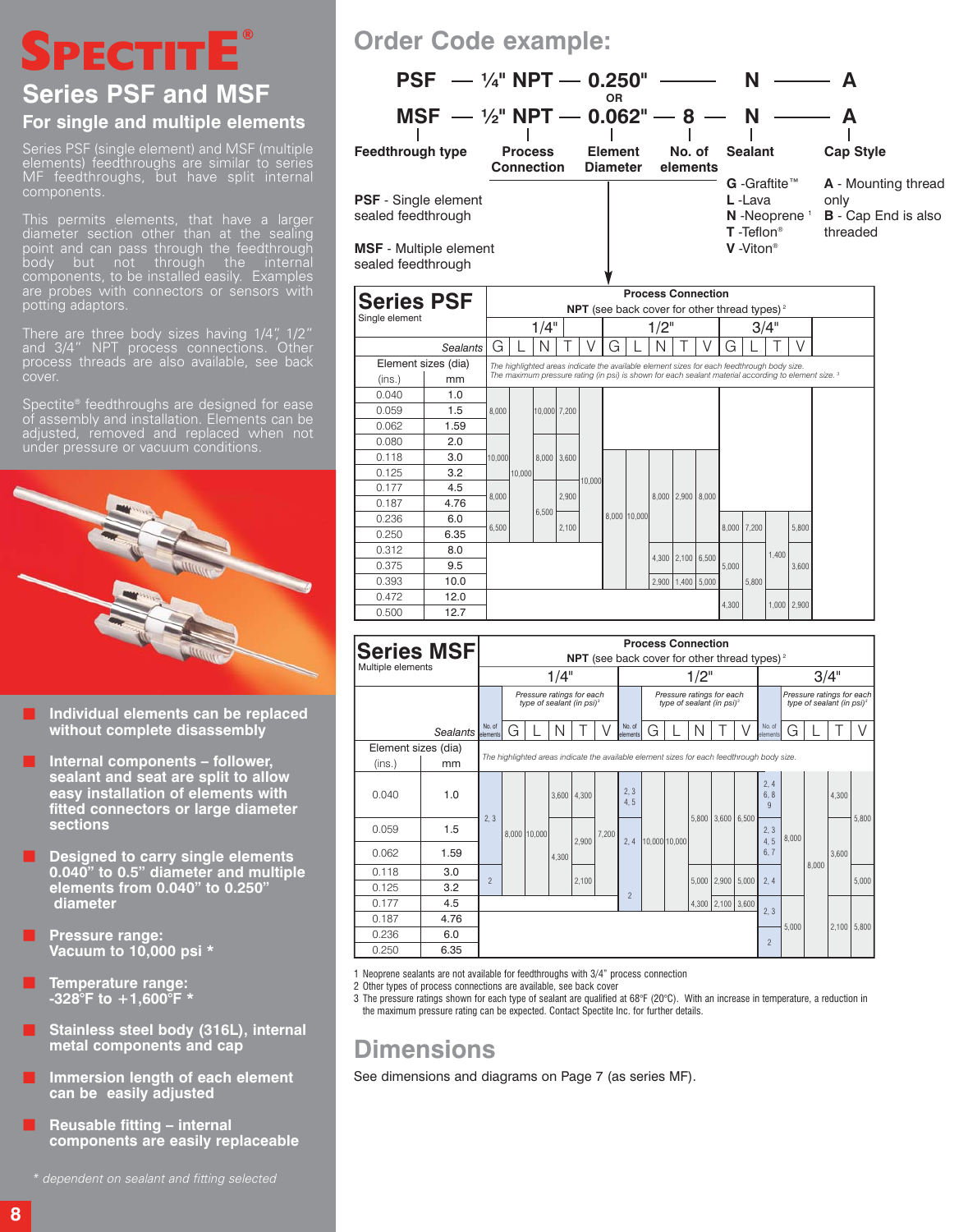# SPECTITE®

## Series PSF and MSF

### For single and multiple elements

Series PSF (single element) and MSF (multiple elements) feedthroughs are similar to series MF feedthroughs, but have split internal components.

This permits elements, that have a larger diameter section other than at the sealing point and can pass through the feedthrough body but not through the internal components, to be installed easily. Examples are probes with connectors or sensors with potting adaptors.

There are three body sizes having 1/4", 1/2" and 3/4" NPT process connections. Other process threads are also available, see back cover.

Spectite® feedthroughs are designed for ease of assembly and installation. Elements can be adjusted, removed and replaced when not under pressure or vacuum conditions.

- **Individual elements can be replaced without complete disassembly**
- **Internal components – follower, sealant and seat are split to allow easy installation of elements with fitted connectors or large diameter sections**
- **Designed to carry single elements 0.040" to 0.5" diameter and multiple elements from 0.040" to 0.250" diameter**
- **Pressure range: Vacuum to 10,000 psi \***
- **Temperature range: -328°F to +1,600°F \***
- **Stainless steel body (316L), internal metal components and cap**
- **Immersion length of each element can be easily adjusted**
- **Reusable fitting – internal components are easily replaceable**

*\* dependent on sealant and fitting selected*

## Order Code example:

| Feedthrough type | Process Connection | Element Diameter | No. of elements | Sealant | Cap Style |
|---|---|---|---|---|---|
| PSF | ¼" NPT | 0.250" | | N | A |
| OR | | | | | |
| MSF | ½" NPT | 0.062" | 8 | N | A |

**Feedthrough type**
- **PSF** - Single element sealed feedthrough
- **MSF** - Multiple element sealed feedthrough

**Sealant**
- **G** - Graftite™
- **L** - Lava
- **N** - Neoprene [1]
- **T** - Teflon®
- **V** - Viton®

**Cap Style**
- **A** - Mounting thread only
- **B** - Cap End is also threaded

### Series PSF – Single element

Process Connection: NPT (see back cover for other thread types) [2]

*The highlighted areas indicate the available element sizes for each feedthrough body size. The maximum pressure rating (in psi) is shown for each sealant material according to element size.* [3]

| Element sizes (dia) (ins.) | mm | 1/4" G | 1/4" L | 1/4" N | 1/4" T | 1/4" V | 1/2" G | 1/2" L | 1/2" N | 1/2" T | 1/2" V | 3/4" G | 3/4" L | 3/4" T | 3/4" V |
|---|---|---|---|---|---|---|---|---|---|---|---|---|---|---|---|
| 0.040 | 1.0 | | | | | | | | | | | | | | |
| 0.059 | 1.5 | 8,000 | | 10,000 | 7,200 | | | | | | | | | | |
| 0.062 | 1.59 | | | | | | | | | | | | | | |
| 0.080 | 2.0 | | | | | | | | | | | | | | |
| 0.118 | 3.0 | 10,000 | | 8,000 | 3,600 | | | | | | | | | | |
| 0.125 | 3.2 | | 10,000 | | | 10,000 | | | | | | | | | |
| 0.177 | 4.5 | | | | | | | | | | | | | | |
| 0.187 | 4.76 | 8,000 | | | 2,900 | | | | 8,000 | 2,900 | 8,000 | | | | |
| 0.236 | 6.0 | | | 6,500 | | | 8,000 | 10,000 | | | | | | | |
| 0.250 | 6.35 | 6,500 | | | 2,100 | | | | | | | 8,000 | 7,200 | | 5,800 |
| 0.312 | 8.0 | | | | | | | | | | | | | 1,400 | |
| 0.375 | 9.5 | | | | | | | | 4,300 | 2,100 | 6,500 | 5,000 | | | 3,600 |
| 0.393 | 10.0 | | | | | | | | 2,900 | 1,400 | 5,000 | | 5,800 | | |
| 0.472 | 12.0 | | | | | | | | | | | 4,300 | | 1,000 | 2,900 |
| 0.500 | 12.7 | | | | | | | | | | | | | | |

### Series MSF – Multiple elements

Process Connection: NPT (see back cover for other thread types) [2]

Pressure ratings for each type of sealant (in psi) [3]

*The highlighted areas indicate the available element sizes for each feedthrough body size.*

| Element sizes (dia) (ins.) | mm | 1/4" No. of elements | 1/4" G | 1/4" L | 1/4" N | 1/4" T | 1/4" V | 1/2" No. of elements | 1/2" G | 1/2" L | 1/2" N | 1/2" T | 1/2" V | 3/4" No. of elements | 3/4" G | 3/4" L | 3/4" T | 3/4" V |
|---|---|---|---|---|---|---|---|---|---|---|---|---|---|---|---|---|---|---|
| 0.040 | 1.0 | | | | 3,600 | 4,300 | | 2, 3, 4, 5 | | | | | | 2, 4, 6, 8, 9 | | | 4,300 | |
| 0.059 | 1.5 | 2, 3 | 8,000 | 10,000 | | 2,900 | 7,200 | | | | 5,800 | 3,600 | 6,500 | | | | | 5,800 |
| 0.062 | 1.59 | | | | 4,300 | | | 2, 4 | 10,000 | 10,000 | | | | 2, 3, 4, 5, 6, 7 | 8,000 | | 3,600 | |
| 0.118 | 3.0 | | | | | | | | | | | | | | | 8,000 | | |
| 0.125 | 3.2 | 2 | | | | 2,100 | | | | | 5,000 | 2,900 | 5,000 | 2, 4 | | | | 5,000 |
| 0.177 | 4.5 | | | | | | | 2 | | | 4,300 | 2,100 | 3,600 | | | | | |
| 0.187 | 4.76 | | | | | | | | | | | | | 2, 3 | | | | |
| 0.236 | 6.0 | | | | | | | | | | | | | | 5,000 | | 2,100 | 5,800 |
| 0.250 | 6.35 | | | | | | | | | | | | | 2 | | | | |

1 Neoprene sealants are not available for feedthroughs with 3/4" process connection
2 Other types of process connections are available, see back cover
3 The pressure ratings shown for each type of sealant are qualified at 68°F (20°C). With an increase in temperature, a reduction in the maximum pressure rating can be expected. Contact Spectite Inc. for further details.

## Dimensions

See dimensions and diagrams on Page 7 (as series MF).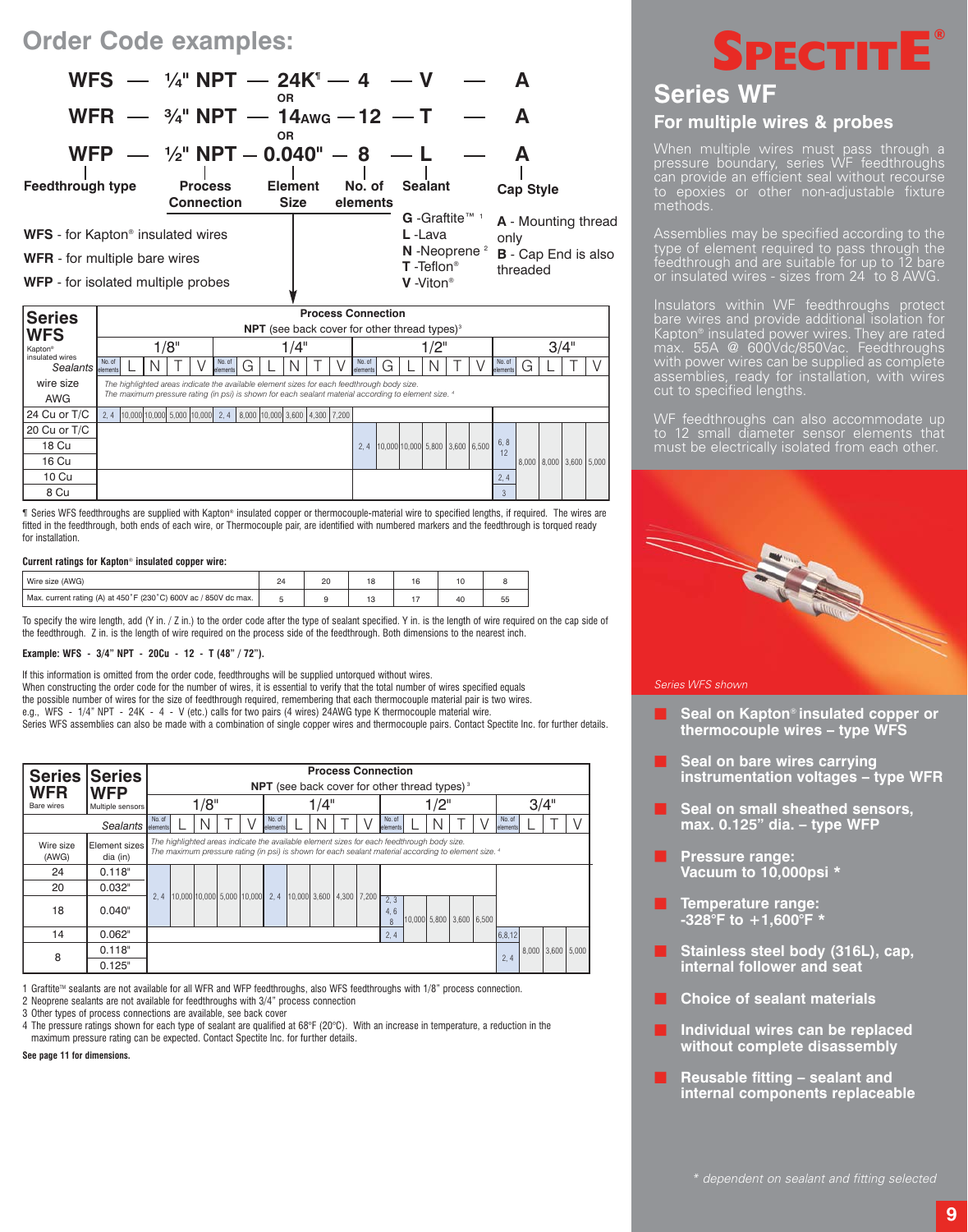## Order Code examples:

| | | | | | |
|---|---|---|---|---|---|
| WFS — | ¼" NPT — | 24K¶ — | 4 — | V — | A |
| | | OR | | | |
| WFR — | ¾" NPT — | 14AWG — | 12 — | T — | A |
| | | OR | | | |
| WFP — | ½" NPT — | 0.040" — | 8 — | L — | A |
| **Feedthrough type** | **Process Connection** | **Element Size** | **No. of elements** | **Sealant** | **Cap Style** |

**WFS** - for Kapton® insulated wires

**WFR** - for multiple bare wires

**WFP** - for isolated multiple probes

**Sealant:**
- **G** -Graftite™ 1
- **L** -Lava
- **N** -Neoprene 2
- **T** -Teflon®
- **V** -Viton®

**Cap Style:**
- **A** - Mounting thread only
- **B** - Cap End is also threaded

| Series WFS Kapton® insulated wires | Process Connection NPT (see back cover for other thread types)[3] | | | | | | | | | | | | | | | | | | | | | |
|---|---|---|---|---|---|---|---|---|---|---|---|---|---|---|---|---|---|---|---|---|---|---|
| | 1/8" | | | | | 1/4" | | | | | | 1/2" | | | | | | 3/4" | | | | |
| Sealants | No. of elements | L | N | T | V | No. of elements | G | L | N | T | V | No. of elements | G | L | N | T | V | No. of elements | G | L | T | V |
| wire size AWG | *The highlighted areas indicate the available element sizes for each feedthrough body size. The maximum pressure rating (in psi) is shown for each sealant material according to element size.* [4] | | | | | | | | | | | | | | | | | | | | | |
| 24 Cu or T/C | 2, 4 | 10,000 | 10,000 | 5,000 | 10,000 | 2, 4 | 8,000 | 10,000 | 3,600 | 4,300 | 7,200 | | | | | | | | | | | |
| 20 Cu or T/C | | | | | | | | | | | | 2, 4 | 10,000 | 10,000 | 5,800 | 3,600 | 6,500 | 6, 8 12 | 8,000 | 8,000 | 3,600 | 5,000 |
| 18 Cu | | | | | | | | | | | | | | | | | | | | | | |
| 16 Cu | | | | | | | | | | | | | | | | | | | | | | |
| 10 Cu | | | | | | | | | | | | | | | | | | 2, 4 | | | | |
| 8 Cu | | | | | | | | | | | | | | | | | | 3 | | | | |

¶ Series WFS feedthroughs are supplied with Kapton® insulated copper or thermocouple-material wire to specified lengths, if required. The wires are fitted in the feedthrough, both ends of each wire, or Thermocouple pair, are identified with numbered markers and the feedthrough is torqued ready for installation.

**Current ratings for Kapton® insulated copper wire:**

| Wire size (AWG) | 24 | 20 | 18 | 16 | 10 | 8 |
|---|---|---|---|---|---|---|
| Max. current rating (A) at 450˚F (230˚C) 600V ac / 850V dc max. | 5 | 9 | 13 | 17 | 40 | 55 |

To specify the wire length, add (Y in. / Z in.) to the order code after the type of sealant specified. Y in. is the length of wire required on the cap side of the feedthrough. Z in. is the length of wire required on the process side of the feedthrough. Both dimensions to the nearest inch.

**Example: WFS - 3/4" NPT - 20Cu - 12 - T (48" / 72").**

If this information is omitted from the order code, feedthroughs will be supplied untorqued without wires.
When constructing the order code for the number of wires, it is essential to verify that the total number of wires specified equals the possible number of wires for the size of feedthrough required, remembering that each thermocouple material pair is two wires.
e.g., WFS - 1/4" NPT - 24K - 4 - V (etc.) calls for two pairs (4 wires) 24AWG type K thermocouple material wire.
Series WFS assemblies can also be made with a combination of single copper wires and thermocouple pairs. Contact Spectite Inc. for further details.

| Series WFR Bare wires | Series WFP Multiple sensors | Process Connection NPT (see back cover for other thread types)[3] | | | | | | | | | | | | | | | | | | | |
|---|---|---|---|---|---|---|---|---|---|---|---|---|---|---|---|---|---|---|---|---|---|
| | | 1/8" | | | | | 1/4" | | | | | 1/2" | | | | | | 3/4" | | | |
| | Sealants | No. of elements | L | N | T | V | No. of elements | L | N | T | V | No. of elements | L | N | T | V | | No. of elements | L | T | V |
| Wire size (AWG) | Element sizes dia (in) | *The highlighted areas indicate the available element sizes for each feedthrough body size. The maximum pressure rating (in psi) is shown for each sealant material according to element size.* [4] | | | | | | | | | | | | | | | | | | | |
| 24 | 0.118" | 2, 4 | 10,000 | 10,000 | 5,000 | 10,000 | 2, 4 | 10,000 | 3,600 | 4,300 | 7,200 | | | | | | | | | | |
| 20 | 0.032" | | | | | | | | | | | | | | | | | | | | |
| 18 | 0.040" | | | | | | | | | | | 2, 3 4, 6 8 | 10,000 | 5,800 | 3,600 | 6,500 | | | | | |
| 14 | 0.062" | | | | | | | | | | | 2, 4 | | | | | | 6,8,12 | 8,000 | 3,600 | 5,000 |
| 8 | 0.118" | | | | | | | | | | | | | | | | | 2, 4 | | | |
| | 0.125" | | | | | | | | | | | | | | | | | | | | |

1 Graftite™ sealants are not available for all WFR and WFP feedthroughs, also WFS feedthroughs with 1/8" process connection.
2 Neoprene sealants are not available for feedthroughs with 3/4" process connection
3 Other types of process connections are available, see back cover
4 The pressure ratings shown for each type of sealant are qualified at 68°F (20°C). With an increase in temperature, a reduction in the maximum pressure rating can be expected. Contact Spectite Inc. for further details.

**See page 11 for dimensions.**

# SPECTITE®

## Series WF

### For multiple wires & probes

When multiple wires must pass through a pressure boundary, series WF feedthroughs can provide an efficient seal without recourse to epoxies or other non-adjustable fixture methods.

Assemblies may be specified according to the type of element required to pass through the feedthrough and are suitable for up to 12 bare or insulated wires - sizes from 24 to 8 AWG.

Insulators within WF feedthroughs protect bare wires and provide additional isolation for Kapton® insulated power wires. They are rated max. 55A @ 600Vdc/850Vac. Feedthroughs with power wires can be supplied as complete assemblies, ready for installation, with wires cut to specified lengths.

WF feedthroughs can also accommodate up to 12 small diameter sensor elements that must be electrically isolated from each other.

*Series WFS shown*

- **Seal on Kapton® insulated copper or thermocouple wires – type WFS**
- **Seal on bare wires carrying instrumentation voltages – type WFR**
- **Seal on small sheathed sensors, max. 0.125" dia. – type WFP**
- **Pressure range: Vacuum to 10,000psi ***
- **Temperature range: -328°F to +1,600°F ***
- **Stainless steel body (316L), cap, internal follower and seat**
- **Choice of sealant materials**
- **Individual wires can be replaced without complete disassembly**
- **Reusable fitting – sealant and internal components replaceable**

*\* dependent on sealant and fitting selected*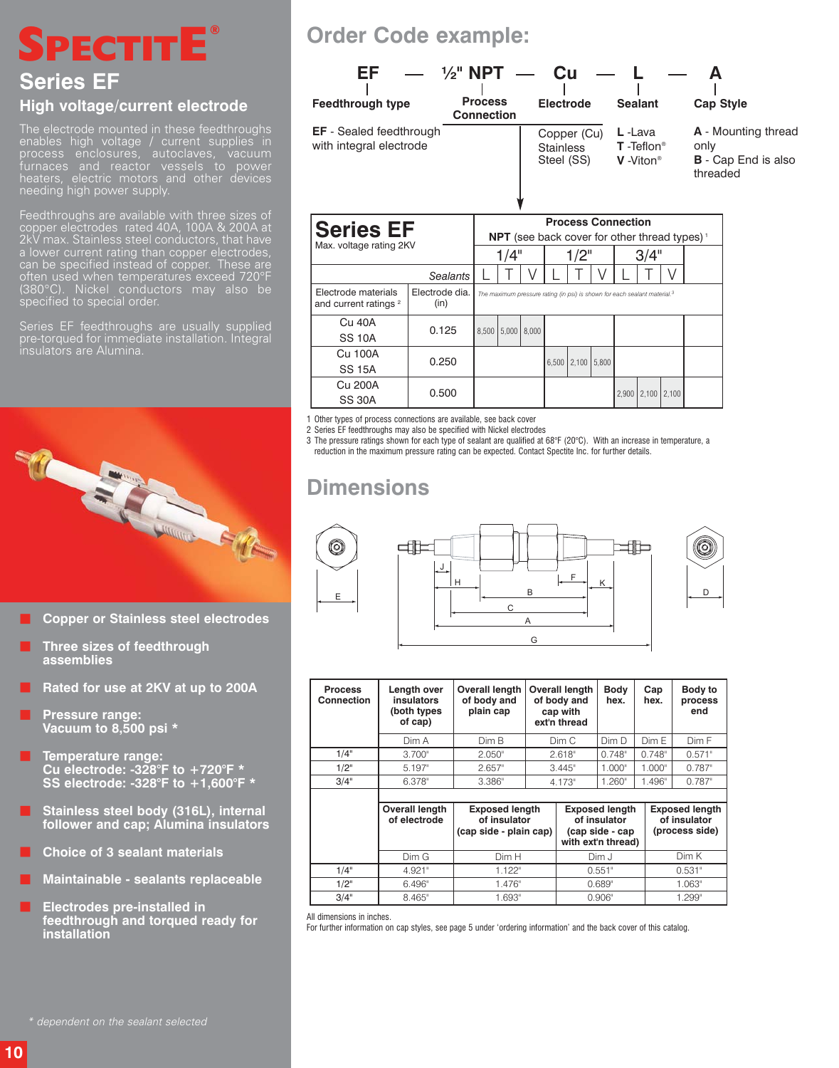# SPECTITE®

## Series EF

### High voltage/current electrode

The electrode mounted in these feedthroughs enables high voltage / current supplies in process enclosures, autoclaves, vacuum furnaces and reactor vessels to power heaters, electric motors and other devices needing high power supply.

Feedthroughs are available with three sizes of copper electrodes rated 40A, 100A & 200A at 2kV max. Stainless steel conductors, that have a lower current rating than copper electrodes, can be specified instead of copper. These are often used when temperatures exceed 720°F (380°C). Nickel conductors may also be specified to special order.

Series EF feedthroughs are usually supplied pre-torqued for immediate installation. Integral insulators are Alumina.

- **Copper or Stainless steel electrodes**
- **Three sizes of feedthrough assemblies**
- **Rated for use at 2KV at up to 200A**
- **Pressure range: Vacuum to 8,500 psi \***
- **Temperature range: Cu electrode: -328°F to +720°F \* SS electrode: -328°F to +1,600°F \***
- **Stainless steel body (316L), internal follower and cap; Alumina insulators**
- **Choice of 3 sealant materials**
- **Maintainable - sealants replaceable**
- **Electrodes pre-installed in feedthrough and torqued ready for installation**

*\* dependent on the sealant selected*

## Order Code example:

**EF — ½" NPT — Cu — L — A**

- **Feedthrough type**: EF - Sealed feedthrough with integral electrode
- **Process Connection**
- **Electrode**: Copper (Cu), Stainless Steel (SS)
- **Sealant**: L -Lava, T -Teflon®, V -Viton®
- **Cap Style**: A - Mounting thread only; B - Cap End is also threaded

| **Series EF** Max. voltage rating 2KV | | Process Connection NPT (see back cover for other thread types) [1] | | | | | | | | |
|---|---|---|---|---|---|---|---|---|---|---|
| | | 1/4" | | | 1/2" | | | 3/4" | | |
| | *Sealants* | L | T | V | L | T | V | L | T | V |
| Electrode materials and current ratings [2] | Electrode dia. (in) | *The maximum pressure rating (in psi) is shown for each sealant material.* [3] | | | | | | | | |
| Cu 40A SS 10A | 0.125 | 8,500 | 5,000 | 8,000 | | | | | | |
| Cu 100A SS 15A | 0.250 | | | | 6,500 | 2,100 | 5,800 | | | |
| Cu 200A SS 30A | 0.500 | | | | | | | 2,900 | 2,100 | 2,100 |

1 Other types of process connections are available, see back cover
2 Series EF feedthroughs may also be specified with Nickel electrodes
3 The pressure ratings shown for each type of sealant are qualified at 68°F (20°C). With an increase in temperature, a reduction in the maximum pressure rating can be expected. Contact Spectite Inc. for further details.

## Dimensions

| Process Connection | Length over insulators (both types of cap) | Overall length of body and plain cap | Overall length of body and cap with ext'n thread | Body hex. | Cap hex. | Body to process end |
|---|---|---|---|---|---|---|
| | Dim A | Dim B | Dim C | Dim D | Dim E | Dim F |
| 1/4" | 3.700" | 2.050" | 2.618" | 0.748" | 0.748" | 0.571" |
| 1/2" | 5.197" | 2.657" | 3.445" | 1.000" | 1.000" | 0.787" |
| 3/4" | 6.378" | 3.386" | 4.173" | 1.260" | 1.496" | 0.787" |

| Process Connection | Overall length of electrode | Exposed length of insulator (cap side - plain cap) | Exposed length of insulator (cap side - cap with ext'n thread) | Exposed length of insulator (process side) |
|---|---|---|---|---|
| | Dim G | Dim H | Dim J | Dim K |
| 1/4" | 4.921" | 1.122" | 0.551" | 0.531" |
| 1/2" | 6.496" | 1.476" | 0.689" | 1.063" |
| 3/4" | 8.465" | 1.693" | 0.906" | 1.299" |

All dimensions in inches.
For further information on cap styles, see page 5 under 'ordering information' and the back cover of this catalog.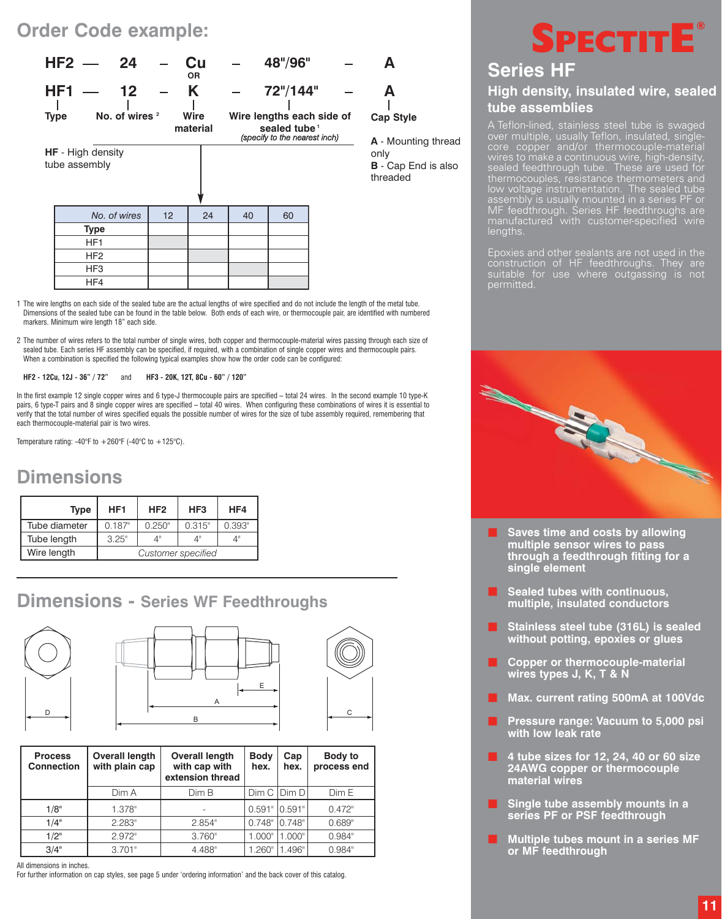## Order Code example:

| HF2 | — | 24 | – | Cu | – | 48"/96" | – | A |
|---|---|---|---|---|---|---|---|---|
| | | | | OR | | | | |
| HF1 | — | 12 | – | K | – | 72"/144" | – | A |
| Type | | No. of wires [2] | | Wire material | | Wire lengths each side of sealed tube [1] *(specify to the nearest inch)* | | Cap Style |

**HF** - High density tube assembly

**A** - Mounting thread only
**B** - Cap End is also threaded

| *No. of wires* | 12 | 24 | 40 | 60 |
|---|---|---|---|---|
| **Type** | | | | |
| HF1 | ■ | | | |
| HF2 | | ■ | | |
| HF3 | | | ■ | |
| HF4 | | | | ■ |

1 The wire lengths on each side of the sealed tube are the actual lengths of wire specified and do not include the length of the metal tube. Dimensions of the sealed tube can be found in the table below. Both ends of each wire, or thermocouple pair, are identified with numbered markers. Minimum wire length 18" each side.

2 The number of wires refers to the total number of single wires, both copper and thermocouple-material wires passing through each size of sealed tube. Each series HF assembly can be specified, if required, with a combination of single copper wires and thermocouple pairs. When a combination is specified the following typical examples show how the order code can be configured:

**HF2 - 12Cu, 12J - 36" / 72"** and **HF3 - 20K, 12T, 8Cu - 60" / 120"**

In the first example 12 single copper wires and 6 type-J thermocouple pairs are specified – total 24 wires. In the second example 10 type-K pairs, 6 type-T pairs and 8 single copper wires are specified – total 40 wires. When configuring these combinations of wires it is essential to verify that the total number of wires specified equals the possible number of wires for the size of tube assembly required, remembering that each thermocouple-material pair is two wires.

Temperature rating: -40°F to +260°F (-40°C to +125°C).

## Dimensions

| Type | HF1 | HF2 | HF3 | HF4 |
|---|---|---|---|---|
| Tube diameter | 0.187" | 0.250" | 0.315" | 0.393" |
| Tube length | 3.25" | 4" | 4" | 4" |
| Wire length | *Customer specified* | | | |

## Dimensions - Series WF Feedthroughs

| Process Connection | Overall length with plain cap | Overall length with cap with extension thread | Body hex. | Cap hex. | Body to process end |
|---|---|---|---|---|---|
| | Dim A | Dim B | Dim C | Dim D | Dim E |
| 1/8" | 1.378" | - | 0.591" | 0.591" | 0.472" |
| 1/4" | 2.283" | 2.854" | 0.748" | 0.748" | 0.689" |
| 1/2" | 2.972" | 3.760" | 1.000" | 1.000" | 0.984" |
| 3/4" | 3.701" | 4.488" | 1.260" | 1.496" | 0.984" |

All dimensions in inches.
For further information on cap styles, see page 5 under 'ordering information' and the back cover of this catalog.

# SPECTITE®

## Series HF

### High density, insulated wire, sealed tube assemblies

A Teflon-lined, stainless steel tube is swaged over multiple, usually Teflon, insulated, single-core copper and/or thermocouple-material wires to make a continuous wire, high-density, sealed feedthrough tube. These are used for thermocouples, resistance thermometers and low voltage instrumentation. The sealed tube assembly is usually mounted in a series PF or MF feedthrough. Series HF feedthroughs are manufactured with customer-specified wire lengths.

Epoxies and other sealants are not used in the construction of HF feedthroughs. They are suitable for use where outgassing is not permitted.

- **Saves time and costs by allowing multiple sensor wires to pass through a feedthrough fitting for a single element**
- **Sealed tubes with continuous, multiple, insulated conductors**
- **Stainless steel tube (316L) is sealed without potting, epoxies or glues**
- **Copper or thermocouple-material wires types J, K, T & N**
- **Max. current rating 500mA at 100Vdc**
- **Pressure range: Vacuum to 5,000 psi with low leak rate**
- **4 tube sizes for 12, 24, 40 or 60 size 24AWG copper or thermocouple material wires**
- **Single tube assembly mounts in a series PF or PSF feedthrough**
- **Multiple tubes mount in a series MF or MF feedthrough**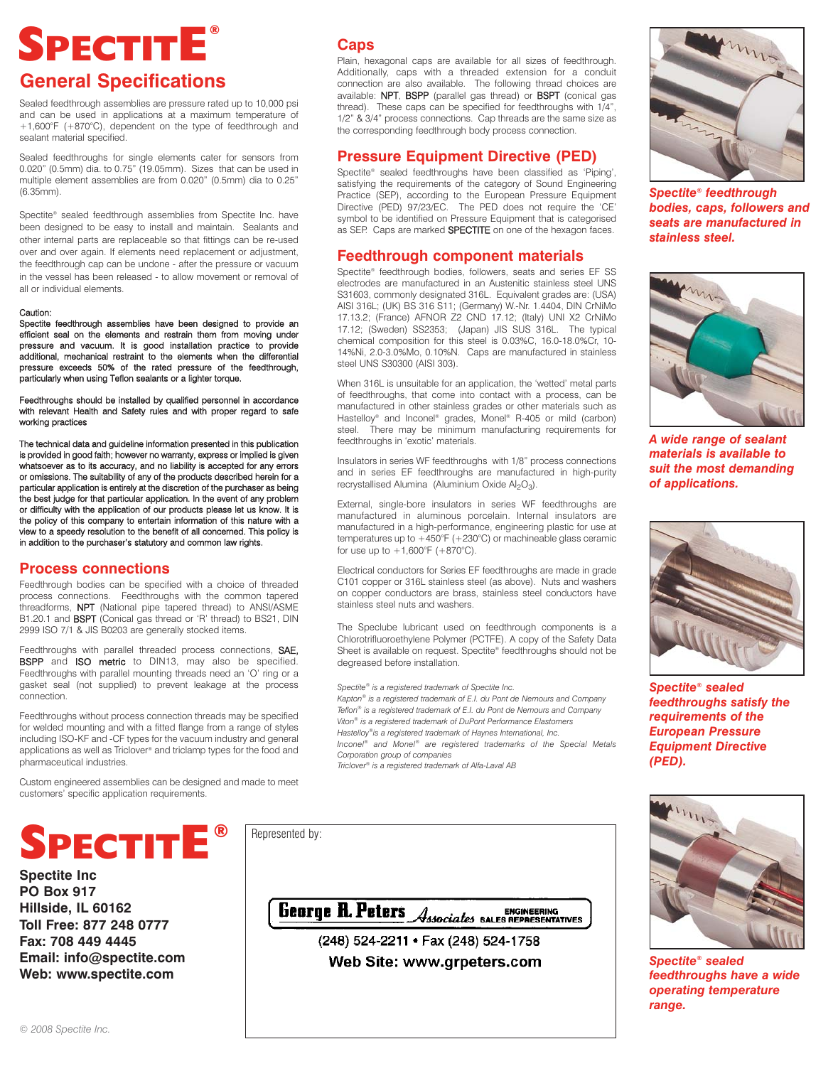# SPECTITE®

## General Specifications

Sealed feedthrough assemblies are pressure rated up to 10,000 psi and can be used in applications at a maximum temperature of +1,600°F (+870°C), dependent on the type of feedthrough and sealant material specified.

Sealed feedthroughs for single elements cater for sensors from 0.020" (0.5mm) dia. to 0.75" (19.05mm). Sizes that can be used in multiple element assemblies are from 0.020" (0.5mm) dia to 0.25" (6.35mm).

Spectite® sealed feedthrough assemblies from Spectite Inc. have been designed to be easy to install and maintain. Sealants and other internal parts are replaceable so that fittings can be re-used over and over again. If elements need replacement or adjustment, the feedthrough cap can be undone - after the pressure or vacuum in the vessel has been released - to allow movement or removal of all or individual elements.

Caution:
**Spectite feedthrough assemblies have been designed to provide an efficient seal on the elements and restrain them from moving under pressure and vacuum. It is good installation practice to provide additional, mechanical restraint to the elements when the differential pressure exceeds 50% of the rated pressure of the feedthrough, particularly when using Teflon sealants or a lighter torque.**

**Feedthroughs should be installed by qualified personnel in accordance with relevant Health and Safety rules and with proper regard to safe working practices**

**The technical data and guideline information presented in this publication is provided in good faith; however no warranty, express or implied is given whatsoever as to its accuracy, and no liability is accepted for any errors or omissions. The suitability of any of the products described herein for a particular application is entirely at the discretion of the purchaser as being the best judge for that particular application. In the event of any problem or difficulty with the application of our products please let us know. It is the policy of this company to entertain information of this nature with a view to a speedy resolution to the benefit of all concerned. This policy is in addition to the purchaser's statutory and common law rights.**

## Process connections

Feedthrough bodies can be specified with a choice of threaded process connections. Feedthroughs with the common tapered threadforms, NPT (National pipe tapered thread) to ANSI/ASME B1.20.1 and BSPT (Conical gas thread or 'R' thread) to BS21, DIN 2999 ISO 7/1 & JIS B0203 are generally stocked items.

Feedthroughs with parallel threaded process connections, SAE, BSPP and ISO metric to DIN13, may also be specified. Feedthroughs with parallel mounting threads need an 'O' ring or a gasket seal (not supplied) to prevent leakage at the process connection.

Feedthroughs without process connection threads may be specified for welded mounting and with a fitted flange from a range of styles including ISO-KF and -CF types for the vacuum industry and general applications as well as Triclover® and triclamp types for the food and pharmaceutical industries.

Custom engineered assemblies can be designed and made to meet customers' specific application requirements.

## Caps

Plain, hexagonal caps are available for all sizes of feedthrough. Additionally, caps with a threaded extension for a conduit connection are also available. The following thread choices are available: NPT, BSPP (parallel gas thread) or BSPT (conical gas thread). These caps can be specified for feedthroughs with 1/4", 1/2" & 3/4" process connections. Cap threads are the same size as the corresponding feedthrough body process connection.

## Pressure Equipment Directive (PED)

Spectite® sealed feedthroughs have been classified as 'Piping', satisfying the requirements of the category of Sound Engineering Practice (SEP), according to the European Pressure Equipment Directive (PED) 97/23/EC. The PED does not require the 'CE' symbol to be identified on Pressure Equipment that is categorised as SEP. Caps are marked SPECTITE on one of the hexagon faces.

## Feedthrough component materials

Spectite® feedthrough bodies, followers, seats and series EF SS electrodes are manufactured in an Austenitic stainless steel UNS S31603, commonly designated 316L. Equivalent grades are: (USA) AISI 316L; (UK) BS 316 S11; (Germany) W.-Nr. 1.4404, DIN CrNiMo 17.13.2; (France) AFNOR Z2 CND 17.12; (Italy) UNI X2 CrNiMo 17.12; (Sweden) SS2353; (Japan) JIS SUS 316L. The typical chemical composition for this steel is 0.03%C, 16.0-18.0%Cr, 10-14%Ni, 2.0-3.0%Mo, 0.10%N. Caps are manufactured in stainless steel UNS S30300 (AISI 303).

When 316L is unsuitable for an application, the 'wetted' metal parts of feedthroughs, that come into contact with a process, can be manufactured in other stainless grades or other materials such as Hastelloy® and Inconel® grades, Monel® R-405 or mild (carbon) steel. There may be minimum manufacturing requirements for feedthroughs in 'exotic' materials.

Insulators in series WF feedthroughs with 1/8" process connections and in series EF feedthroughs are manufactured in high-purity recrystallised Alumina (Aluminium Oxide $Al_2O_3$).

External, single-bore insulators in series WF feedthroughs are manufactured in aluminous porcelain. Internal insulators are manufactured in a high-performance, engineering plastic for use at temperatures up to +450°F (+230°C) or machineable glass ceramic for use up to +1,600°F (+870°C).

Electrical conductors for Series EF feedthroughs are made in grade C101 copper or 316L stainless steel (as above). Nuts and washers on copper conductors are brass, stainless steel conductors have stainless steel nuts and washers.

The Speclube lubricant used on feedthrough components is a Chlorotrifluoroethylene Polymer (PCTFE). A copy of the Safety Data Sheet is available on request. Spectite® feedthroughs should not be degreased before installation.

*Spectite® is a registered trademark of Spectite Inc.*
*Kapton® is a registered trademark of E.I. du Pont de Nemours and Company*
*Teflon® is a registered trademark of E.I. du Pont de Nemours and Company*
*Viton® is a registered trademark of DuPont Performance Elastomers*
*Hastelloy® is a registered trademark of Haynes International, Inc.*
*Inconel® and Monel® are registered trademarks of the Special Metals Corporation group of companies*
*Triclover® is a registered trademark of Alfa-Laval AB*

***Spectite® feedthrough bodies, caps, followers and seats are manufactured in stainless steel.***

***A wide range of sealant materials is available to suit the most demanding of applications.***

***Spectite® sealed feedthroughs satisfy the requirements of the European Pressure Equipment Directive (PED).***

***Spectite® sealed feedthroughs have a wide operating temperature range.***

# SPECTITE®

**Spectite Inc**
**PO Box 917**
**Hillside, IL 60162**
**Toll Free: 877 248 0777**
**Fax: 708 449 4445**
**Email: info@spectite.com**
**Web: www.spectite.com**

Represented by:

George R. Peters Associates — ENGINEERING SALES REPRESENTATIVES
(248) 524-2211 • Fax (248) 524-1758
Web Site: www.grpeters.com

© 2008 Spectite Inc.